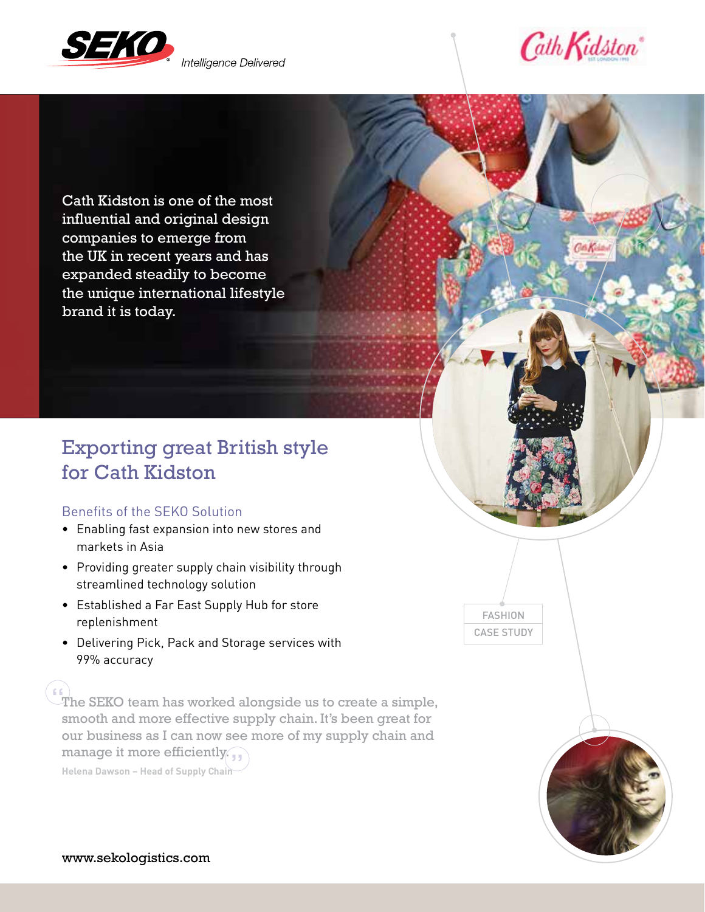SEKO *Intelligence Delivered*

Cath Kidston

Cath Kidston is one of the most influential and original design companies to emerge from the UK in recent years and has expanded steadily to become the unique international lifestyle brand it is today.

# Exporting great British style for Cath Kidston

## Benefits of the SEKO Solution

- Enabling fast expansion into new stores and markets in Asia
- Providing greater supply chain visibility through streamlined technology solution
- Established a Far East Supply Hub for store replenishment
- Delivering Pick, Pack and Storage services with 99% accuracy

> "The SEKO team has worked alongside us to create a simple, smooth and more effective supply chain. It's been great for our business as I can now see more of my supply chain and manage it more efficiently."
>
> **Helena Dawson – Head of Supply Chain**

FASHION
CASE STUDY

www.sekologistics.com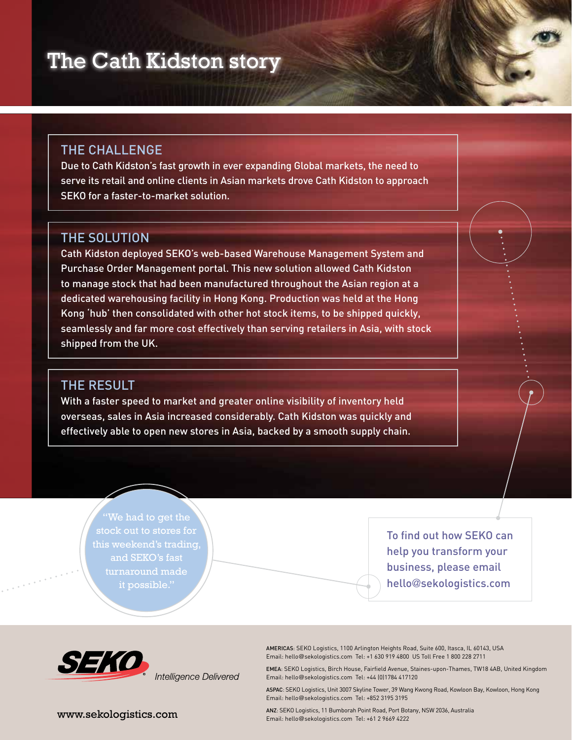# The Cath Kidston story

## THE CHALLENGE

Due to Cath Kidston's fast growth in ever expanding Global markets, the need to serve its retail and online clients in Asian markets drove Cath Kidston to approach SEKO for a faster-to-market solution.

## THE SOLUTION

Cath Kidston deployed SEKO's web-based Warehouse Management System and Purchase Order Management portal. This new solution allowed Cath Kidston to manage stock that had been manufactured throughout the Asian region at a dedicated warehousing facility in Hong Kong. Production was held at the Hong Kong 'hub' then consolidated with other hot stock items, to be shipped quickly, seamlessly and far more cost effectively than serving retailers in Asia, with stock shipped from the UK.

## THE RESULT

With a faster speed to market and greater online visibility of inventory held overseas, sales in Asia increased considerably. Cath Kidston was quickly and effectively able to open new stores in Asia, backed by a smooth supply chain.

"We had to get the stock out to stores for this weekend's trading, and SEKO's fast turnaround made it possible."

To find out how SEKO can help you transform your business, please email hello@sekologistics.com

SEKO *Intelligence Delivered*

www.sekologistics.com

AMERICAS: SEKO Logistics, 1100 Arlington Heights Road, Suite 600, Itasca, IL 60143, USA
Email: hello@sekologistics.com Tel: +1 630 919 4800 US Toll Free 1 800 228 2711

EMEA: SEKO Logistics, Birch House, Fairfield Avenue, Staines-upon-Thames, TW18 4AB, United Kingdom
Email: hello@sekologistics.com Tel: +44 (0)1784 417120

ASPAC: SEKO Logistics, Unit 3007 Skyline Tower, 39 Wang Kwong Road, Kowloon Bay, Kowloon, Hong Kong
Email: hello@sekologistics.com Tel: +852 3195 3195

ANZ: SEKO Logistics, 11 Bumborah Point Road, Port Botany, NSW 2036, Australia
Email: hello@sekologistics.com Tel: +61 2 9669 4222